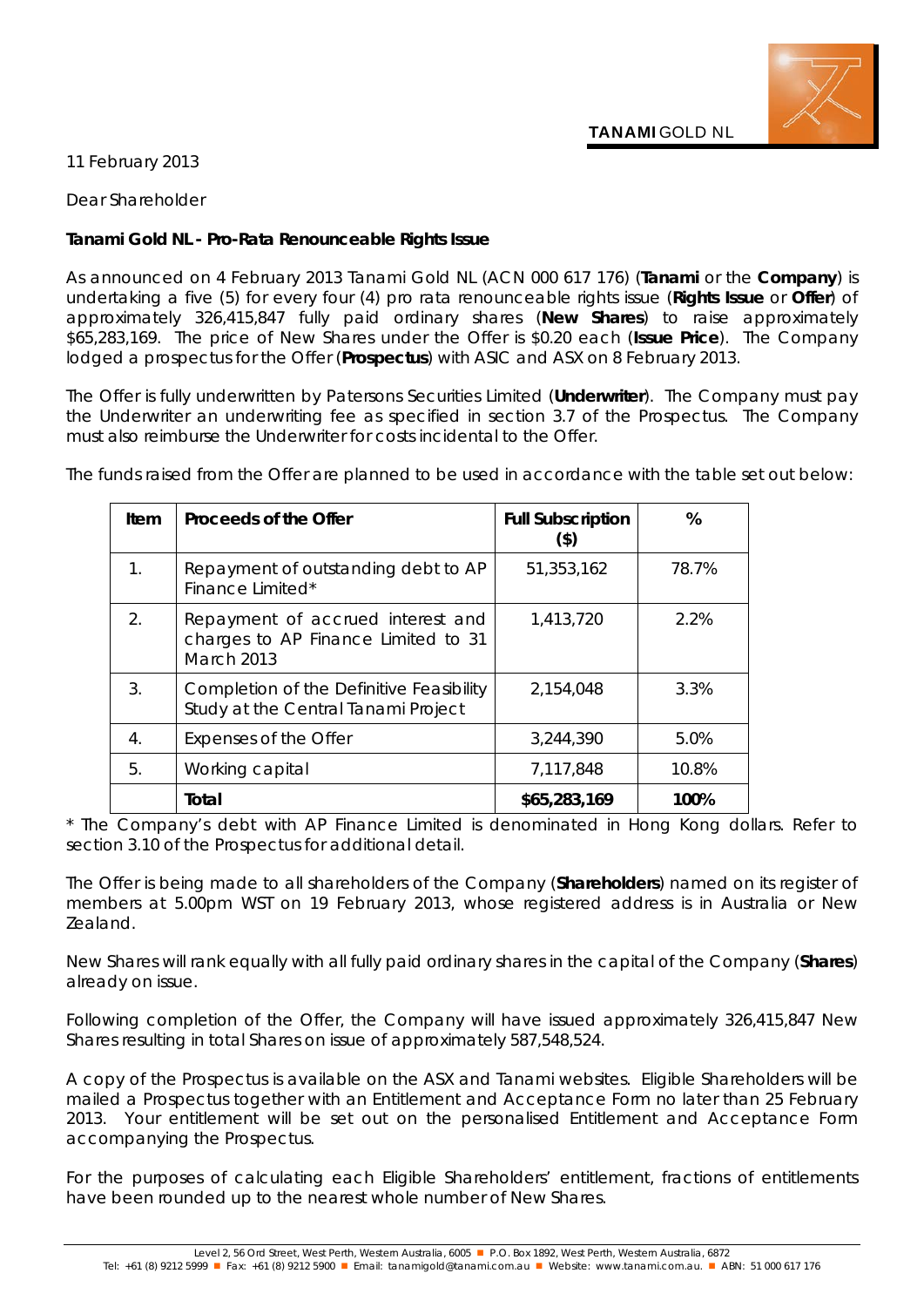**TANAMI** GOLD NL

11 February 2013

Dear Shareholder

**Tanami Gold NL - Pro-Rata Renounceable Rights Issue**

As announced on 4 February 2013 Tanami Gold NL (ACN 000 617 176) (**Tanami** or the **Company**) is undertaking a five (5) for every four (4) pro rata renounceable rights issue (**Rights Issue** or **Offer**) of approximately 326,415,847 fully paid ordinary shares (**New Shares**) to raise approximately $65,283,169. The price of New Shares under the Offer is $0.20 each (**Issue Price**). The Company lodged a prospectus for the Offer (**Prospectus**) with ASIC and ASX on 8 February 2013.

The Offer is fully underwritten by Patersons Securities Limited (**Underwriter**). The Company must pay the Underwriter an underwriting fee as specified in section 3.7 of the Prospectus. The Company must also reimburse the Underwriter for costs incidental to the Offer.

The funds raised from the Offer are planned to be used in accordance with the table set out below:

| Item | Proceeds of the Offer | Full Subscription ($) | % |
|---|---|---|---|
| 1. | Repayment of outstanding debt to AP Finance Limited* | 51,353,162 | 78.7% |
| 2. | Repayment of accrued interest and charges to AP Finance Limited to 31 March 2013 | 1,413,720 | 2.2% |
| 3. | Completion of the Definitive Feasibility Study at the Central Tanami Project | 2,154,048 | 3.3% |
| 4. | Expenses of the Offer | 3,244,390 | 5.0% |
| 5. | Working capital | 7,117,848 | 10.8% |
| | **Total** | **$65,283,169** | **100%** |

* The Company's debt with AP Finance Limited is denominated in Hong Kong dollars. Refer to section 3.10 of the Prospectus for additional detail.

The Offer is being made to all shareholders of the Company (**Shareholders**) named on its register of members at 5.00pm WST on 19 February 2013, whose registered address is in Australia or New Zealand.

New Shares will rank equally with all fully paid ordinary shares in the capital of the Company (**Shares**) already on issue.

Following completion of the Offer, the Company will have issued approximately 326,415,847 New Shares resulting in total Shares on issue of approximately 587,548,524.

A copy of the Prospectus is available on the ASX and Tanami websites. Eligible Shareholders will be mailed a Prospectus together with an Entitlement and Acceptance Form no later than 25 February 2013. Your entitlement will be set out on the personalised Entitlement and Acceptance Form accompanying the Prospectus.

For the purposes of calculating each Eligible Shareholders' entitlement, fractions of entitlements have been rounded up to the nearest whole number of New Shares.

Level 2, 56 Ord Street, West Perth, Western Australia, 6005 ■ P.O. Box 1892, West Perth, Western Australia, 6872
Tel: +61 (8) 9212 5999 ■ Fax: +61 (8) 9212 5900 ■ Email: tanamigold@tanami.com.au ■ Website: www.tanami.com.au. ■ ABN: 51 000 617 176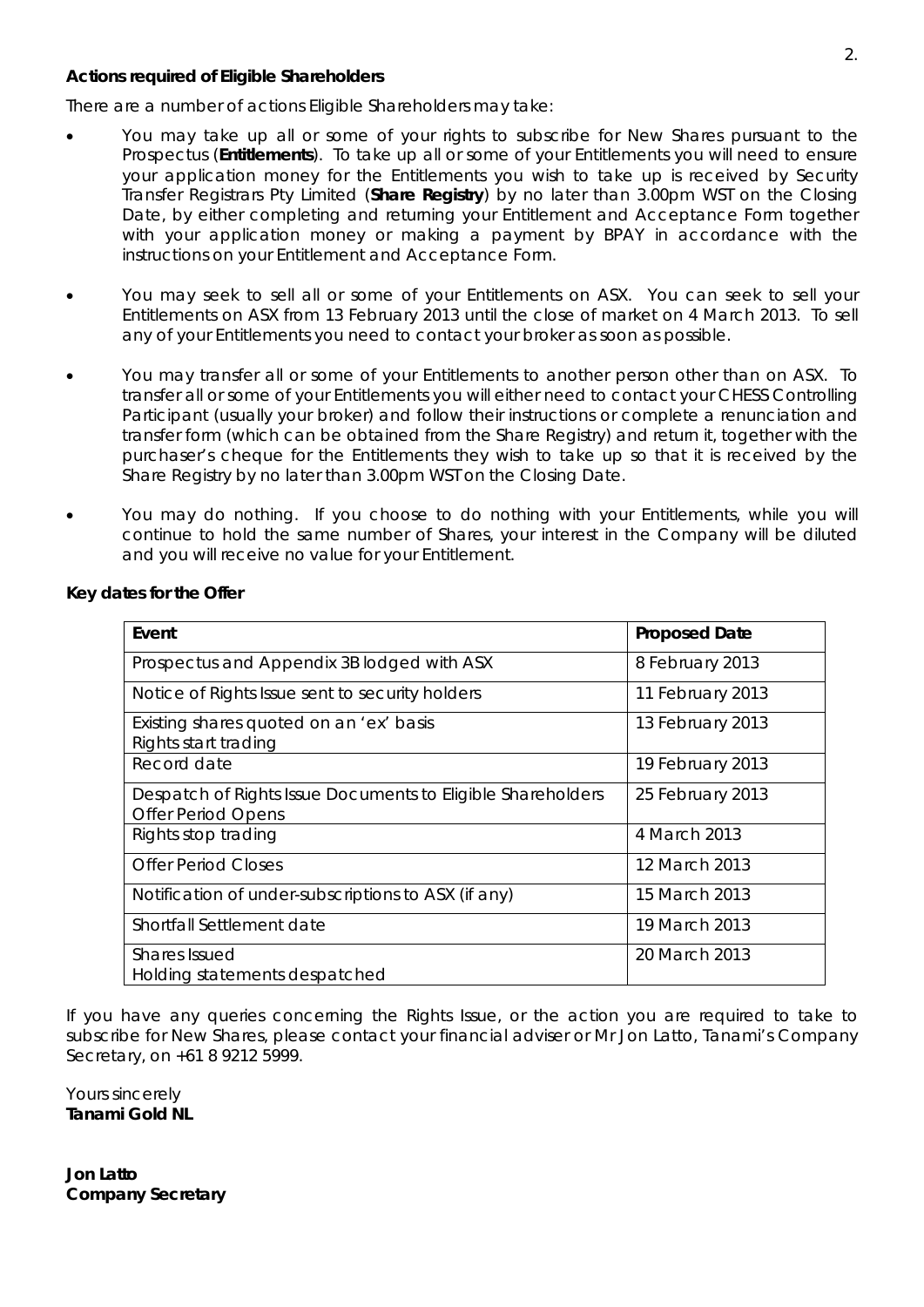**Actions required of Eligible Shareholders**

There are a number of actions Eligible Shareholders may take:

- You may take up all or some of your rights to subscribe for New Shares pursuant to the Prospectus (**Entitlements**). To take up all or some of your Entitlements you will need to ensure your application money for the Entitlements you wish to take up is received by Security Transfer Registrars Pty Limited (**Share Registry**) by no later than 3.00pm WST on the Closing Date, by either completing and returning your Entitlement and Acceptance Form together with your application money or making a payment by BPAY in accordance with the instructions on your Entitlement and Acceptance Form.

- You may seek to sell all or some of your Entitlements on ASX. You can seek to sell your Entitlements on ASX from 13 February 2013 until the close of market on 4 March 2013. To sell any of your Entitlements you need to contact your broker as soon as possible.

- You may transfer all or some of your Entitlements to another person other than on ASX. To transfer all or some of your Entitlements you will either need to contact your CHESS Controlling Participant (usually your broker) and follow their instructions or complete a renunciation and transfer form (which can be obtained from the Share Registry) and return it, together with the purchaser's cheque for the Entitlements they wish to take up so that it is received by the Share Registry by no later than 3.00pm WST on the Closing Date.

- You may do nothing. If you choose to do nothing with your Entitlements, while you will continue to hold the same number of Shares, your interest in the Company will be diluted and you will receive no value for your Entitlement.

**Key dates for the Offer**

| Event | Proposed Date |
|---|---|
| Prospectus and Appendix 3B lodged with ASX | 8 February 2013 |
| Notice of Rights Issue sent to security holders | 11 February 2013 |
| Existing shares quoted on an 'ex' basis<br>Rights start trading | 13 February 2013 |
| Record date | 19 February 2013 |
| Despatch of Rights Issue Documents to Eligible Shareholders<br>Offer Period Opens | 25 February 2013 |
| Rights stop trading | 4 March 2013 |
| Offer Period Closes | 12 March 2013 |
| Notification of under-subscriptions to ASX (if any) | 15 March 2013 |
| Shortfall Settlement date | 19 March 2013 |
| Shares Issued<br>Holding statements despatched | 20 March 2013 |

If you have any queries concerning the Rights Issue, or the action you are required to take to subscribe for New Shares, please contact your financial adviser or Mr Jon Latto, Tanami's Company Secretary, on +61 8 9212 5999.

Yours sincerely
**Tanami Gold NL**

**Jon Latto**
**Company Secretary**